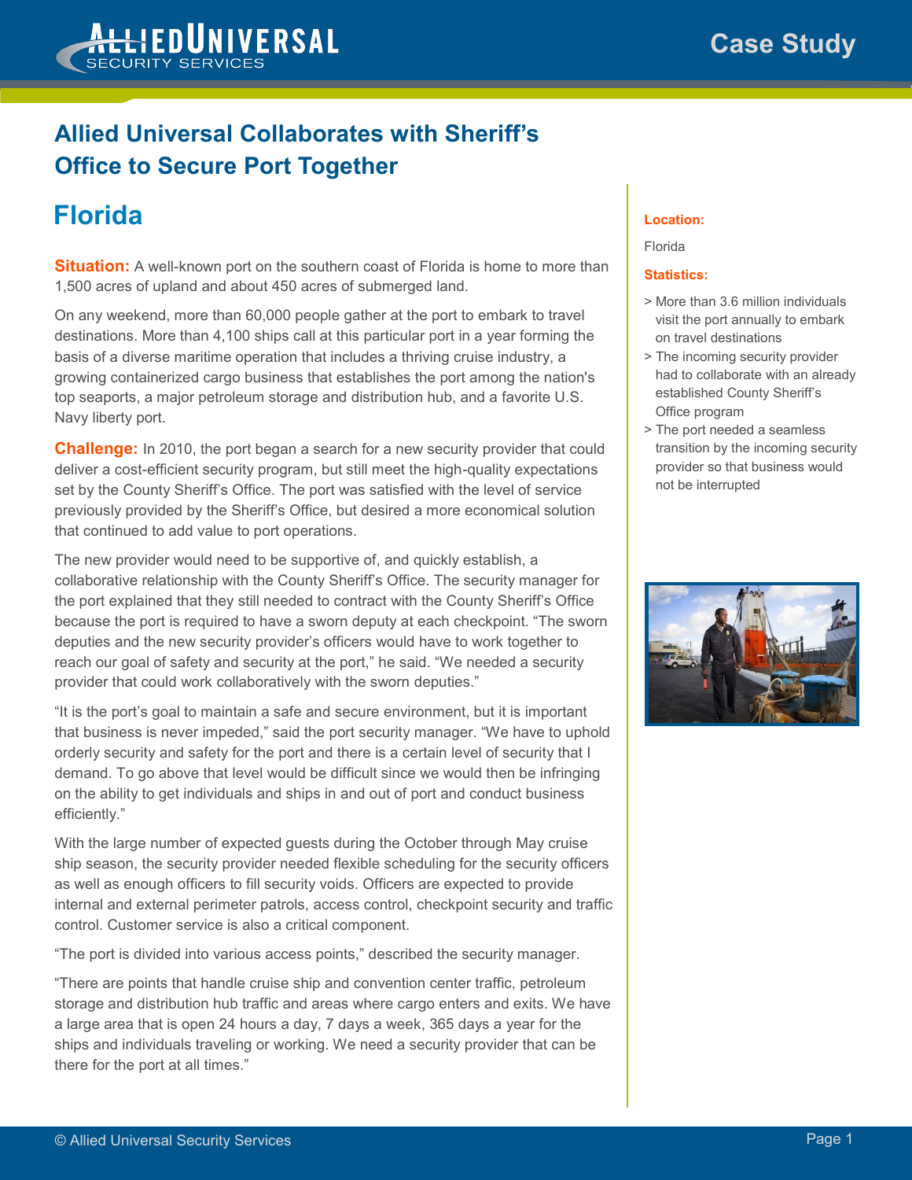# Allied Universal Collaborates with Sheriff's Office to Secure Port Together

## Florida

**Situation:** A well-known port on the southern coast of Florida is home to more than 1,500 acres of upland and about 450 acres of submerged land.

On any weekend, more than 60,000 people gather at the port to embark to travel destinations. More than 4,100 ships call at this particular port in a year forming the basis of a diverse maritime operation that includes a thriving cruise industry, a growing containerized cargo business that establishes the port among the nation's top seaports, a major petroleum storage and distribution hub, and a favorite U.S. Navy liberty port.

**Challenge:** In 2010, the port began a search for a new security provider that could deliver a cost-efficient security program, but still meet the high-quality expectations set by the County Sheriff's Office. The port was satisfied with the level of service previously provided by the Sheriff's Office, but desired a more economical solution that continued to add value to port operations.

The new provider would need to be supportive of, and quickly establish, a collaborative relationship with the County Sheriff's Office. The security manager for the port explained that they still needed to contract with the County Sheriff's Office because the port is required to have a sworn deputy at each checkpoint. "The sworn deputies and the new security provider's officers would have to work together to reach our goal of safety and security at the port," he said. "We needed a security provider that could work collaboratively with the sworn deputies."

"It is the port's goal to maintain a safe and secure environment, but it is important that business is never impeded," said the port security manager. "We have to uphold orderly security and safety for the port and there is a certain level of security that I demand. To go above that level would be difficult since we would then be infringing on the ability to get individuals and ships in and out of port and conduct business efficiently."

With the large number of expected guests during the October through May cruise ship season, the security provider needed flexible scheduling for the security officers as well as enough officers to fill security voids. Officers are expected to provide internal and external perimeter patrols, access control, checkpoint security and traffic control. Customer service is also a critical component.

"The port is divided into various access points," described the security manager.

"There are points that handle cruise ship and convention center traffic, petroleum storage and distribution hub traffic and areas where cargo enters and exits. We have a large area that is open 24 hours a day, 7 days a week, 365 days a year for the ships and individuals traveling or working. We need a security provider that can be there for the port at all times."

**Location:**

Florida

**Statistics:**

- More than 3.6 million individuals visit the port annually to embark on travel destinations
- The incoming security provider had to collaborate with an already established County Sheriff's Office program
- The port needed a seamless transition by the incoming security provider so that business would not be interrupted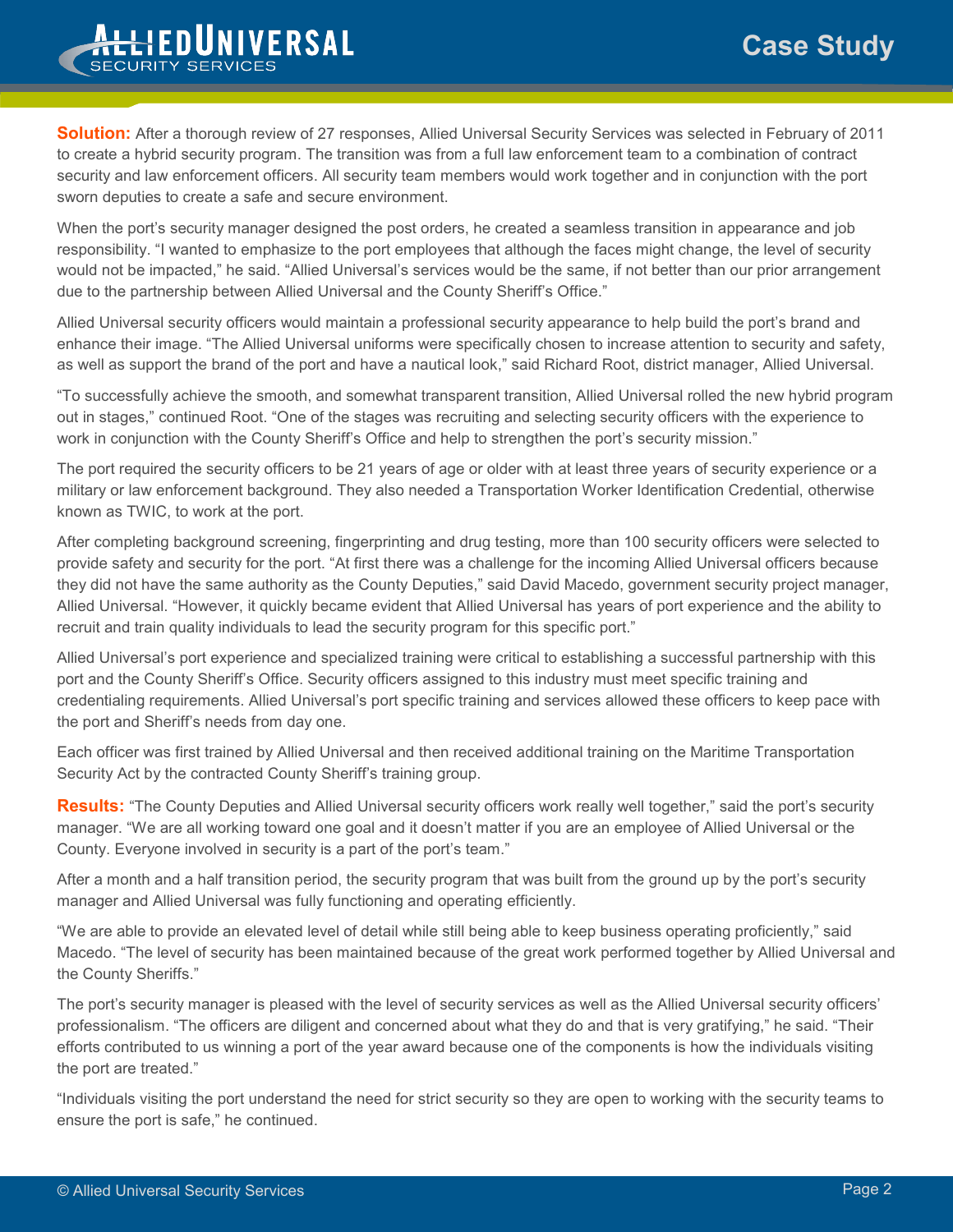**Solution:** After a thorough review of 27 responses, Allied Universal Security Services was selected in February of 2011 to create a hybrid security program. The transition was from a full law enforcement team to a combination of contract security and law enforcement officers. All security team members would work together and in conjunction with the port sworn deputies to create a safe and secure environment.

When the port's security manager designed the post orders, he created a seamless transition in appearance and job responsibility. "I wanted to emphasize to the port employees that although the faces might change, the level of security would not be impacted," he said. "Allied Universal's services would be the same, if not better than our prior arrangement due to the partnership between Allied Universal and the County Sheriff's Office."

Allied Universal security officers would maintain a professional security appearance to help build the port's brand and enhance their image. "The Allied Universal uniforms were specifically chosen to increase attention to security and safety, as well as support the brand of the port and have a nautical look," said Richard Root, district manager, Allied Universal.

"To successfully achieve the smooth, and somewhat transparent transition, Allied Universal rolled the new hybrid program out in stages," continued Root. "One of the stages was recruiting and selecting security officers with the experience to work in conjunction with the County Sheriff's Office and help to strengthen the port's security mission."

The port required the security officers to be 21 years of age or older with at least three years of security experience or a military or law enforcement background. They also needed a Transportation Worker Identification Credential, otherwise known as TWIC, to work at the port.

After completing background screening, fingerprinting and drug testing, more than 100 security officers were selected to provide safety and security for the port. "At first there was a challenge for the incoming Allied Universal officers because they did not have the same authority as the County Deputies," said David Macedo, government security project manager, Allied Universal. "However, it quickly became evident that Allied Universal has years of port experience and the ability to recruit and train quality individuals to lead the security program for this specific port."

Allied Universal's port experience and specialized training were critical to establishing a successful partnership with this port and the County Sheriff's Office. Security officers assigned to this industry must meet specific training and credentialing requirements. Allied Universal's port specific training and services allowed these officers to keep pace with the port and Sheriff's needs from day one.

Each officer was first trained by Allied Universal and then received additional training on the Maritime Transportation Security Act by the contracted County Sheriff's training group.

**Results:** "The County Deputies and Allied Universal security officers work really well together," said the port's security manager. "We are all working toward one goal and it doesn't matter if you are an employee of Allied Universal or the County. Everyone involved in security is a part of the port's team."

After a month and a half transition period, the security program that was built from the ground up by the port's security manager and Allied Universal was fully functioning and operating efficiently.

"We are able to provide an elevated level of detail while still being able to keep business operating proficiently," said Macedo. "The level of security has been maintained because of the great work performed together by Allied Universal and the County Sheriffs."

The port's security manager is pleased with the level of security services as well as the Allied Universal security officers' professionalism. "The officers are diligent and concerned about what they do and that is very gratifying," he said. "Their efforts contributed to us winning a port of the year award because one of the components is how the individuals visiting the port are treated."

"Individuals visiting the port understand the need for strict security so they are open to working with the security teams to ensure the port is safe," he continued.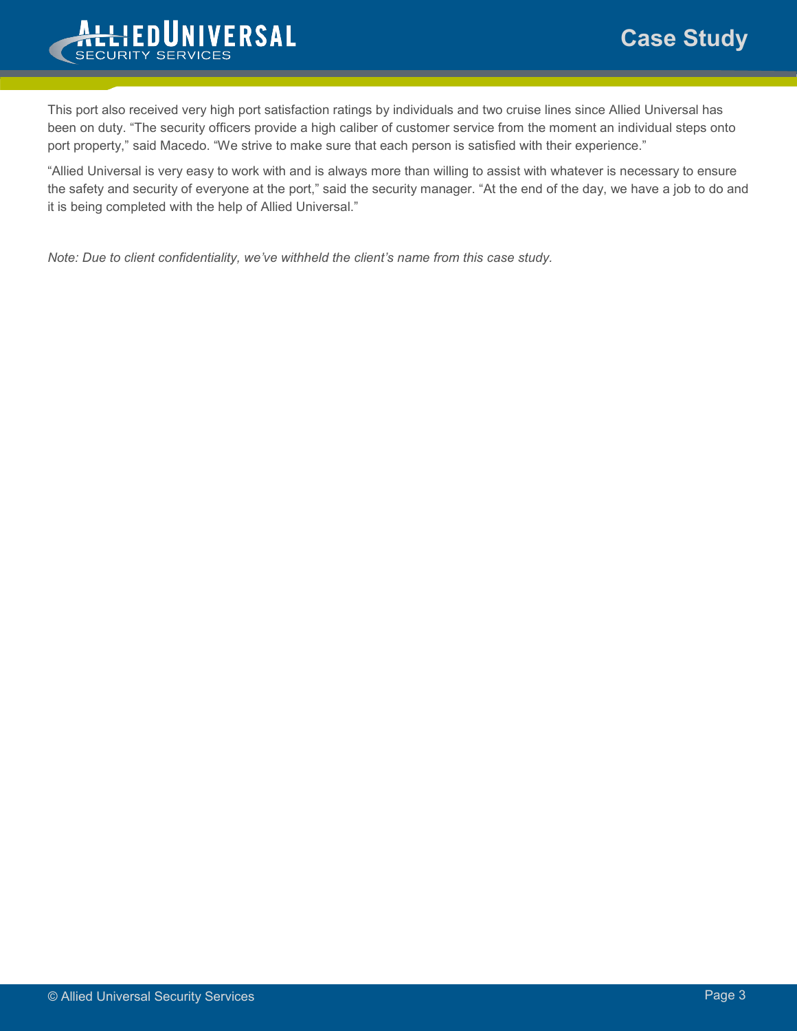This port also received very high port satisfaction ratings by individuals and two cruise lines since Allied Universal has been on duty. "The security officers provide a high caliber of customer service from the moment an individual steps onto port property," said Macedo. "We strive to make sure that each person is satisfied with their experience."

"Allied Universal is very easy to work with and is always more than willing to assist with whatever is necessary to ensure the safety and security of everyone at the port," said the security manager. "At the end of the day, we have a job to do and it is being completed with the help of Allied Universal."

*Note: Due to client confidentiality, we've withheld the client's name from this case study.*